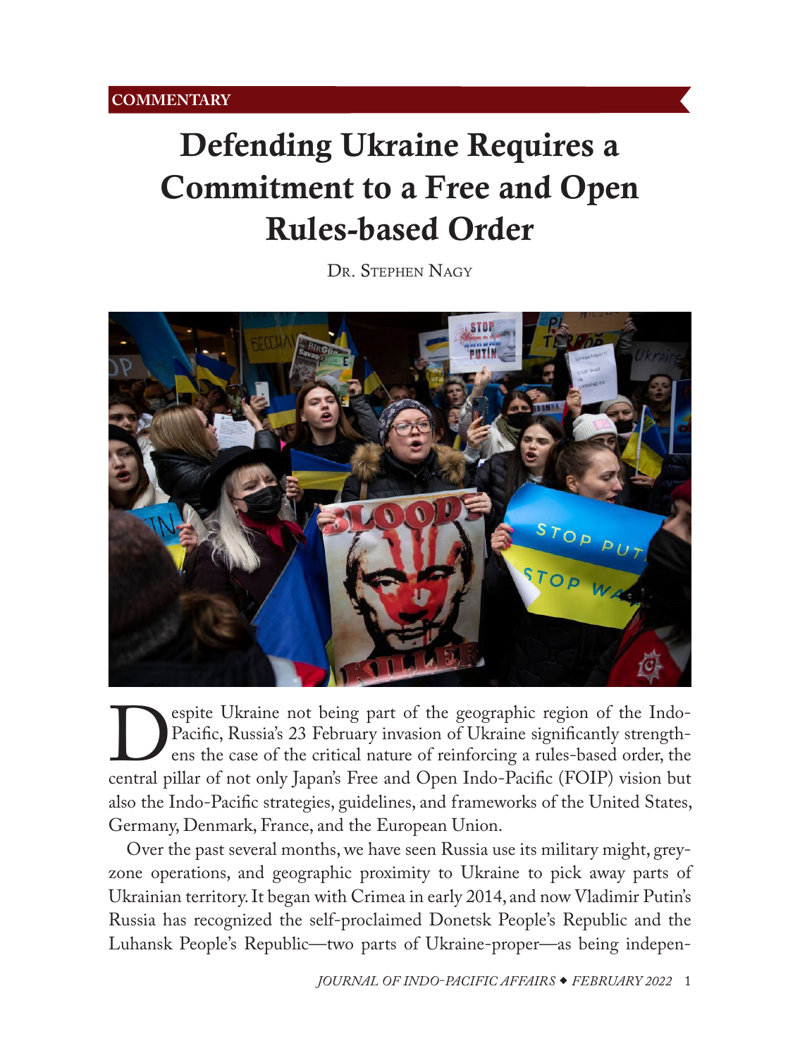COMMENTARY

# Defending Ukraine Requires a Commitment to a Free and Open Rules-based Order

Dr. Stephen Nagy

Despite Ukraine not being part of the geographic region of the Indo-Pacific, Russia's 23 February invasion of Ukraine significantly strengthens the case of the critical nature of reinforcing a rules-based order, the central pillar of not only Japan's Free and Open Indo-Pacific (FOIP) vision but also the Indo-Pacific strategies, guidelines, and frameworks of the United States, Germany, Denmark, France, and the European Union.

Over the past several months, we have seen Russia use its military might, greyzone operations, and geographic proximity to Ukraine to pick away parts of Ukrainian territory. It began with Crimea in early 2014, and now Vladimir Putin's Russia has recognized the self-proclaimed Donetsk People's Republic and the Luhansk People's Republic—two parts of Ukraine-proper—as being indepen-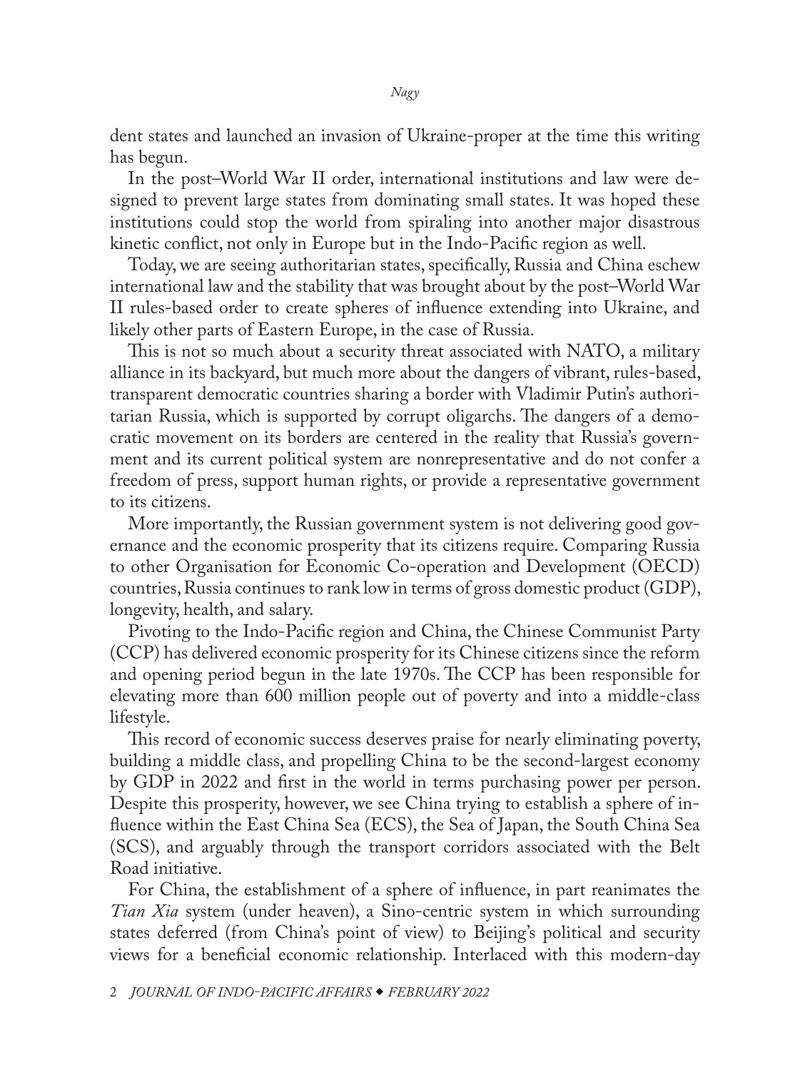dent states and launched an invasion of Ukraine-proper at the time this writing has begun.

In the post–World War II order, international institutions and law were designed to prevent large states from dominating small states. It was hoped these institutions could stop the world from spiraling into another major disastrous kinetic conflict, not only in Europe but in the Indo-Pacific region as well.

Today, we are seeing authoritarian states, specifically, Russia and China eschew international law and the stability that was brought about by the post–World War II rules-based order to create spheres of influence extending into Ukraine, and likely other parts of Eastern Europe, in the case of Russia.

This is not so much about a security threat associated with NATO, a military alliance in its backyard, but much more about the dangers of vibrant, rules-based, transparent democratic countries sharing a border with Vladimir Putin's authoritarian Russia, which is supported by corrupt oligarchs. The dangers of a democratic movement on its borders are centered in the reality that Russia's government and its current political system are nonrepresentative and do not confer a freedom of press, support human rights, or provide a representative government to its citizens.

More importantly, the Russian government system is not delivering good governance and the economic prosperity that its citizens require. Comparing Russia to other Organisation for Economic Co-operation and Development (OECD) countries, Russia continues to rank low in terms of gross domestic product (GDP), longevity, health, and salary.

Pivoting to the Indo-Pacific region and China, the Chinese Communist Party (CCP) has delivered economic prosperity for its Chinese citizens since the reform and opening period begun in the late 1970s. The CCP has been responsible for elevating more than 600 million people out of poverty and into a middle-class lifestyle.

This record of economic success deserves praise for nearly eliminating poverty, building a middle class, and propelling China to be the second-largest economy by GDP in 2022 and first in the world in terms purchasing power per person. Despite this prosperity, however, we see China trying to establish a sphere of influence within the East China Sea (ECS), the Sea of Japan, the South China Sea (SCS), and arguably through the transport corridors associated with the Belt Road initiative.

For China, the establishment of a sphere of influence, in part reanimates the *Tian Xia* system (under heaven), a Sino-centric system in which surrounding states deferred (from China's point of view) to Beijing's political and security views for a beneficial economic relationship. Interlaced with this modern-day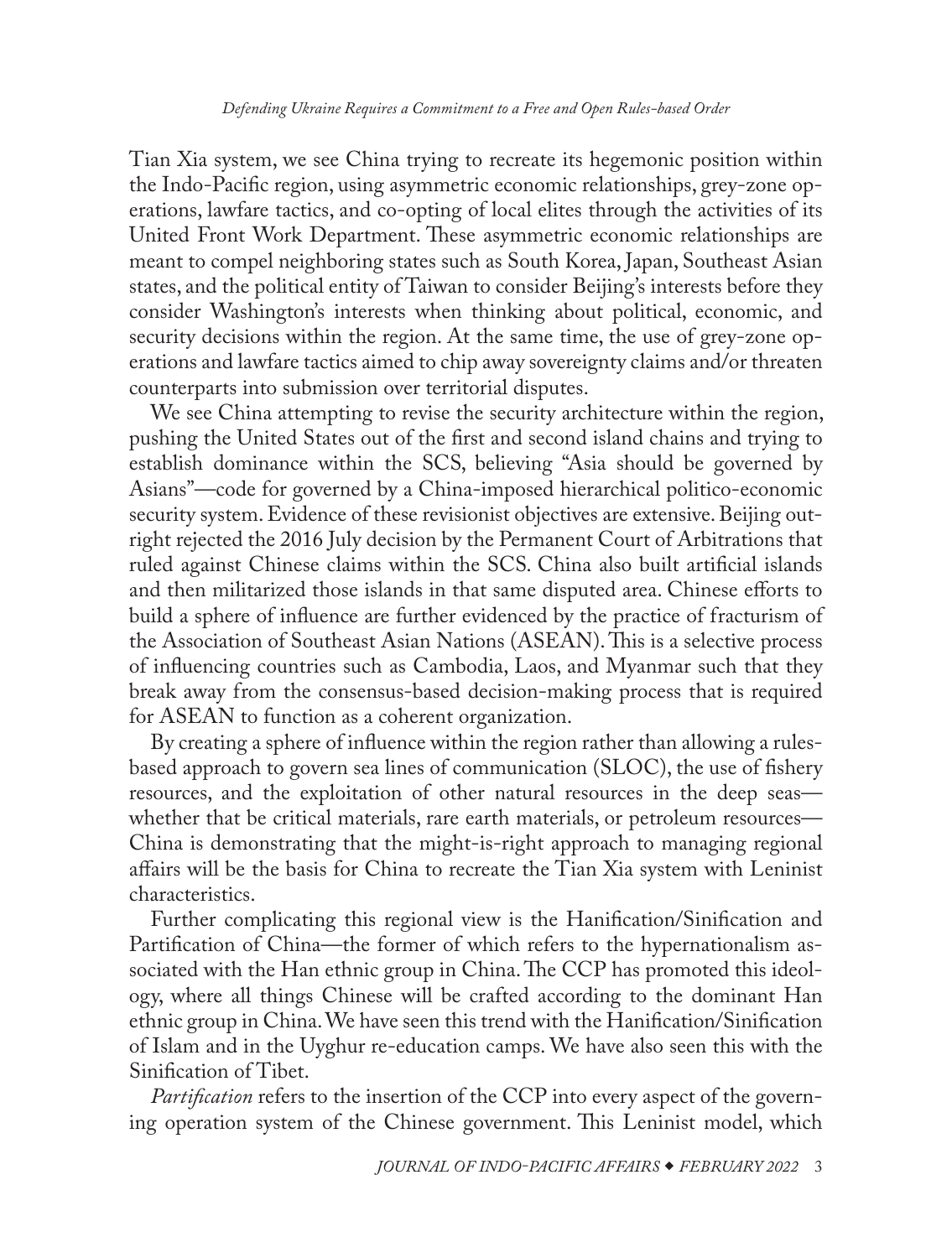Tian Xia system, we see China trying to recreate its hegemonic position within the Indo-Pacific region, using asymmetric economic relationships, grey-zone operations, lawfare tactics, and co-opting of local elites through the activities of its United Front Work Department. These asymmetric economic relationships are meant to compel neighboring states such as South Korea, Japan, Southeast Asian states, and the political entity of Taiwan to consider Beijing's interests before they consider Washington's interests when thinking about political, economic, and security decisions within the region. At the same time, the use of grey-zone operations and lawfare tactics aimed to chip away sovereignty claims and/or threaten counterparts into submission over territorial disputes.

We see China attempting to revise the security architecture within the region, pushing the United States out of the first and second island chains and trying to establish dominance within the SCS, believing "Asia should be governed by Asians"—code for governed by a China-imposed hierarchical politico-economic security system. Evidence of these revisionist objectives are extensive. Beijing outright rejected the 2016 July decision by the Permanent Court of Arbitrations that ruled against Chinese claims within the SCS. China also built artificial islands and then militarized those islands in that same disputed area. Chinese efforts to build a sphere of influence are further evidenced by the practice of fracturism of the Association of Southeast Asian Nations (ASEAN). This is a selective process of influencing countries such as Cambodia, Laos, and Myanmar such that they break away from the consensus-based decision-making process that is required for ASEAN to function as a coherent organization.

By creating a sphere of influence within the region rather than allowing a rules-based approach to govern sea lines of communication (SLOC), the use of fishery resources, and the exploitation of other natural resources in the deep seas—whether that be critical materials, rare earth materials, or petroleum resources—China is demonstrating that the might-is-right approach to managing regional affairs will be the basis for China to recreate the Tian Xia system with Leninist characteristics.

Further complicating this regional view is the Hanification/Sinification and Partification of China—the former of which refers to the hypernationalism associated with the Han ethnic group in China. The CCP has promoted this ideology, where all things Chinese will be crafted according to the dominant Han ethnic group in China. We have seen this trend with the Hanification/Sinification of Islam and in the Uyghur re-education camps. We have also seen this with the Sinification of Tibet.

*Partification* refers to the insertion of the CCP into every aspect of the governing operation system of the Chinese government. This Leninist model, which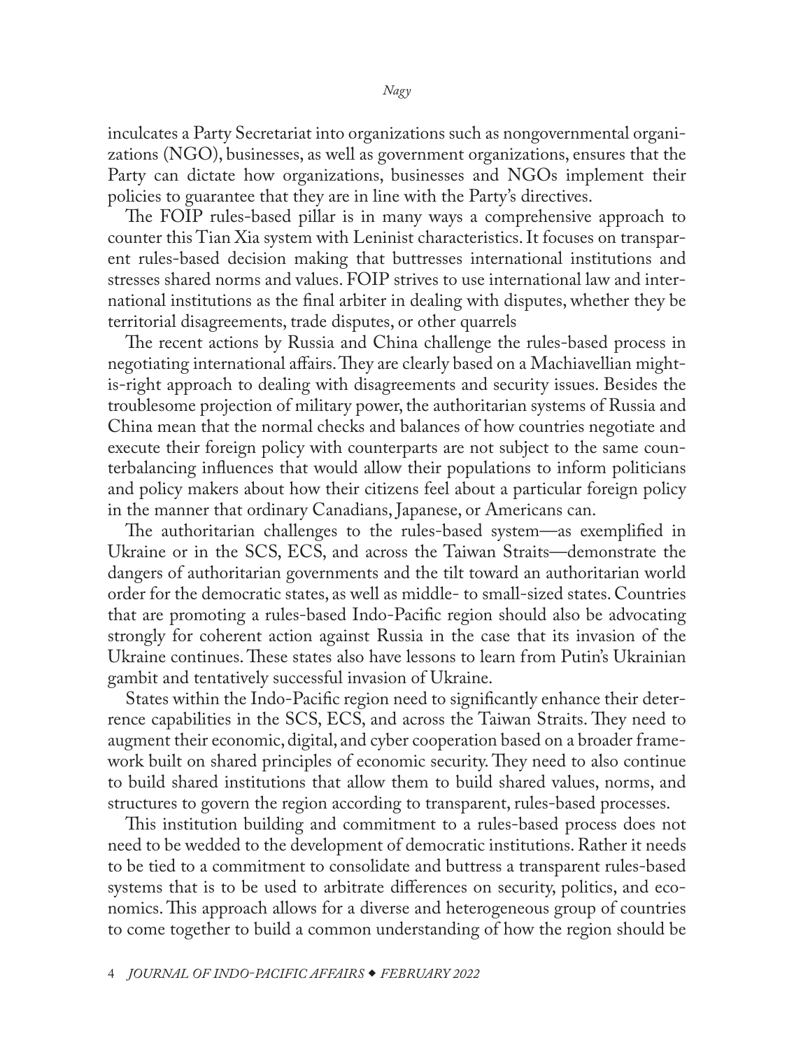inculcates a Party Secretariat into organizations such as nongovernmental organizations (NGO), businesses, as well as government organizations, ensures that the Party can dictate how organizations, businesses and NGOs implement their policies to guarantee that they are in line with the Party's directives.

The FOIP rules-based pillar is in many ways a comprehensive approach to counter this Tian Xia system with Leninist characteristics. It focuses on transparent rules-based decision making that buttresses international institutions and stresses shared norms and values. FOIP strives to use international law and international institutions as the final arbiter in dealing with disputes, whether they be territorial disagreements, trade disputes, or other quarrels

The recent actions by Russia and China challenge the rules-based process in negotiating international affairs. They are clearly based on a Machiavellian might-is-right approach to dealing with disagreements and security issues. Besides the troublesome projection of military power, the authoritarian systems of Russia and China mean that the normal checks and balances of how countries negotiate and execute their foreign policy with counterparts are not subject to the same counterbalancing influences that would allow their populations to inform politicians and policy makers about how their citizens feel about a particular foreign policy in the manner that ordinary Canadians, Japanese, or Americans can.

The authoritarian challenges to the rules-based system—as exemplified in Ukraine or in the SCS, ECS, and across the Taiwan Straits—demonstrate the dangers of authoritarian governments and the tilt toward an authoritarian world order for the democratic states, as well as middle- to small-sized states. Countries that are promoting a rules-based Indo-Pacific region should also be advocating strongly for coherent action against Russia in the case that its invasion of the Ukraine continues. These states also have lessons to learn from Putin's Ukrainian gambit and tentatively successful invasion of Ukraine.

States within the Indo-Pacific region need to significantly enhance their deterrence capabilities in the SCS, ECS, and across the Taiwan Straits. They need to augment their economic, digital, and cyber cooperation based on a broader framework built on shared principles of economic security. They need to also continue to build shared institutions that allow them to build shared values, norms, and structures to govern the region according to transparent, rules-based processes.

This institution building and commitment to a rules-based process does not need to be wedded to the development of democratic institutions. Rather it needs to be tied to a commitment to consolidate and buttress a transparent rules-based systems that is to be used to arbitrate differences on security, politics, and economics. This approach allows for a diverse and heterogeneous group of countries to come together to build a common understanding of how the region should be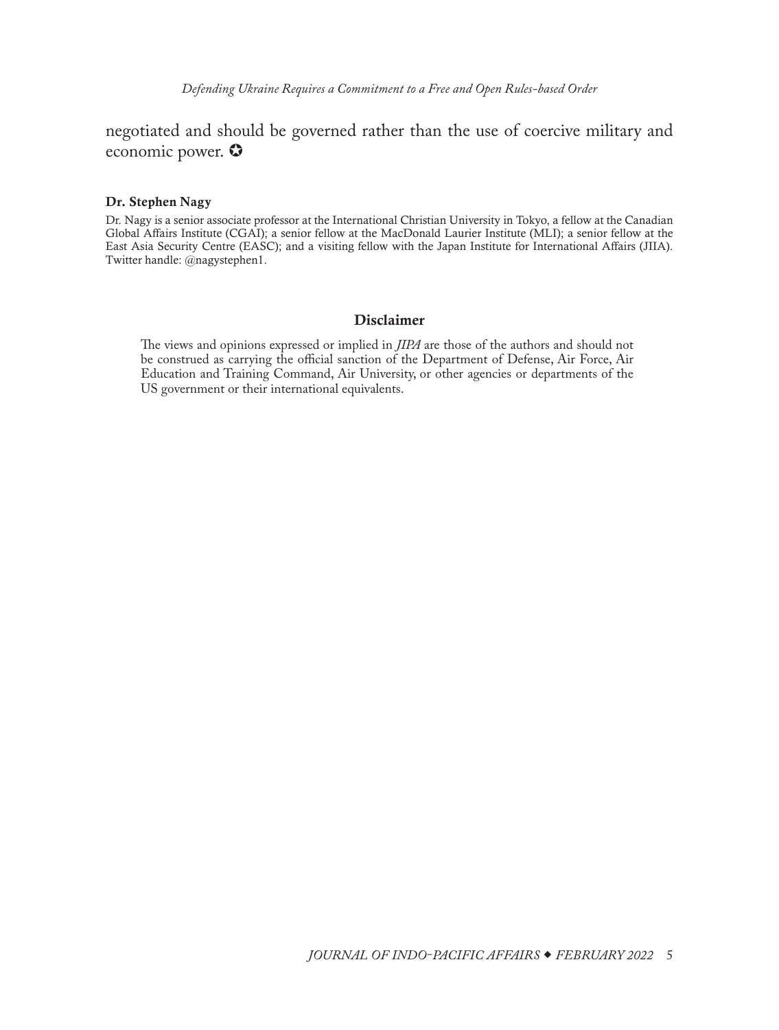negotiated and should be governed rather than the use of coercive military and economic power. ✪

**Dr. Stephen Nagy**

Dr. Nagy is a senior associate professor at the International Christian University in Tokyo, a fellow at the Canadian Global Affairs Institute (CGAI); a senior fellow at the MacDonald Laurier Institute (MLI); a senior fellow at the East Asia Security Centre (EASC); and a visiting fellow with the Japan Institute for International Affairs (JIIA). Twitter handle: @nagystephen1.

### Disclaimer

The views and opinions expressed or implied in *JIPA* are those of the authors and should not be construed as carrying the official sanction of the Department of Defense, Air Force, Air Education and Training Command, Air University, or other agencies or departments of the US government or their international equivalents.